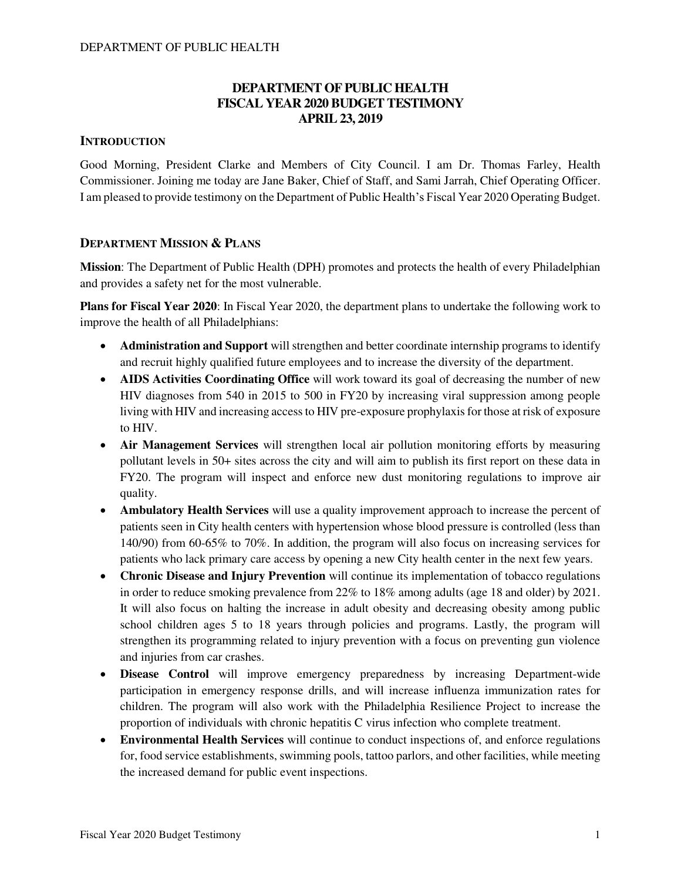# DEPARTMENT OF PUBLIC HEALTH
# FISCAL YEAR 2020 BUDGET TESTIMONY
# APRIL 23, 2019

## INTRODUCTION

Good Morning, President Clarke and Members of City Council. I am Dr. Thomas Farley, Health Commissioner. Joining me today are Jane Baker, Chief of Staff, and Sami Jarrah, Chief Operating Officer. I am pleased to provide testimony on the Department of Public Health's Fiscal Year 2020 Operating Budget.

## DEPARTMENT MISSION & PLANS

**Mission**: The Department of Public Health (DPH) promotes and protects the health of every Philadelphian and provides a safety net for the most vulnerable.

**Plans for Fiscal Year 2020**: In Fiscal Year 2020, the department plans to undertake the following work to improve the health of all Philadelphians:

- **Administration and Support** will strengthen and better coordinate internship programs to identify and recruit highly qualified future employees and to increase the diversity of the department.
- **AIDS Activities Coordinating Office** will work toward its goal of decreasing the number of new HIV diagnoses from 540 in 2015 to 500 in FY20 by increasing viral suppression among people living with HIV and increasing access to HIV pre-exposure prophylaxis for those at risk of exposure to HIV.
- **Air Management Services** will strengthen local air pollution monitoring efforts by measuring pollutant levels in 50+ sites across the city and will aim to publish its first report on these data in FY20. The program will inspect and enforce new dust monitoring regulations to improve air quality.
- **Ambulatory Health Services** will use a quality improvement approach to increase the percent of patients seen in City health centers with hypertension whose blood pressure is controlled (less than 140/90) from 60-65% to 70%. In addition, the program will also focus on increasing services for patients who lack primary care access by opening a new City health center in the next few years.
- **Chronic Disease and Injury Prevention** will continue its implementation of tobacco regulations in order to reduce smoking prevalence from 22% to 18% among adults (age 18 and older) by 2021. It will also focus on halting the increase in adult obesity and decreasing obesity among public school children ages 5 to 18 years through policies and programs. Lastly, the program will strengthen its programming related to injury prevention with a focus on preventing gun violence and injuries from car crashes.
- **Disease Control** will improve emergency preparedness by increasing Department-wide participation in emergency response drills, and will increase influenza immunization rates for children. The program will also work with the Philadelphia Resilience Project to increase the proportion of individuals with chronic hepatitis C virus infection who complete treatment.
- **Environmental Health Services** will continue to conduct inspections of, and enforce regulations for, food service establishments, swimming pools, tattoo parlors, and other facilities, while meeting the increased demand for public event inspections.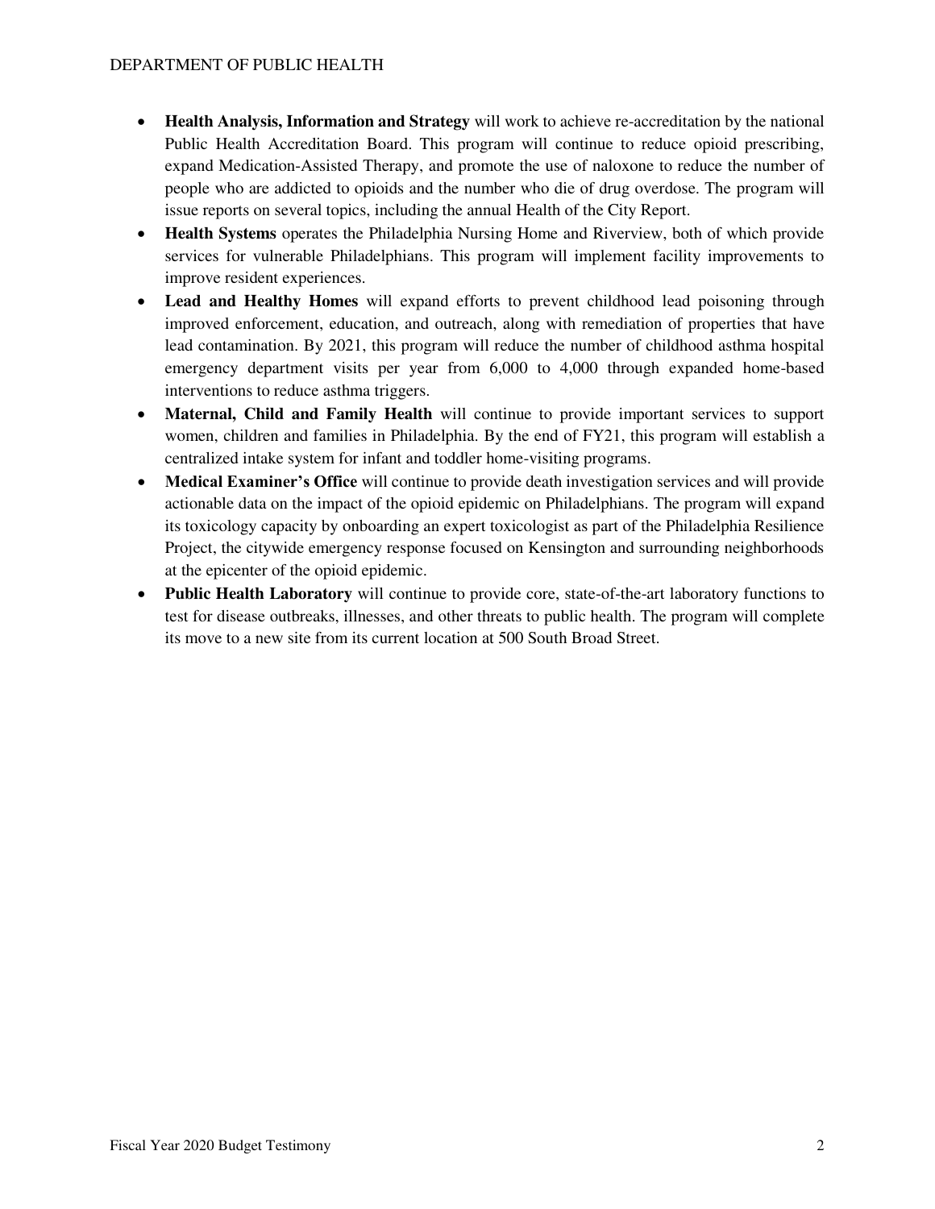- **Health Analysis, Information and Strategy** will work to achieve re-accreditation by the national Public Health Accreditation Board. This program will continue to reduce opioid prescribing, expand Medication-Assisted Therapy, and promote the use of naloxone to reduce the number of people who are addicted to opioids and the number who die of drug overdose. The program will issue reports on several topics, including the annual Health of the City Report.
- **Health Systems** operates the Philadelphia Nursing Home and Riverview, both of which provide services for vulnerable Philadelphians. This program will implement facility improvements to improve resident experiences.
- **Lead and Healthy Homes** will expand efforts to prevent childhood lead poisoning through improved enforcement, education, and outreach, along with remediation of properties that have lead contamination. By 2021, this program will reduce the number of childhood asthma hospital emergency department visits per year from 6,000 to 4,000 through expanded home-based interventions to reduce asthma triggers.
- **Maternal, Child and Family Health** will continue to provide important services to support women, children and families in Philadelphia. By the end of FY21, this program will establish a centralized intake system for infant and toddler home-visiting programs.
- **Medical Examiner's Office** will continue to provide death investigation services and will provide actionable data on the impact of the opioid epidemic on Philadelphians. The program will expand its toxicology capacity by onboarding an expert toxicologist as part of the Philadelphia Resilience Project, the citywide emergency response focused on Kensington and surrounding neighborhoods at the epicenter of the opioid epidemic.
- **Public Health Laboratory** will continue to provide core, state-of-the-art laboratory functions to test for disease outbreaks, illnesses, and other threats to public health. The program will complete its move to a new site from its current location at 500 South Broad Street.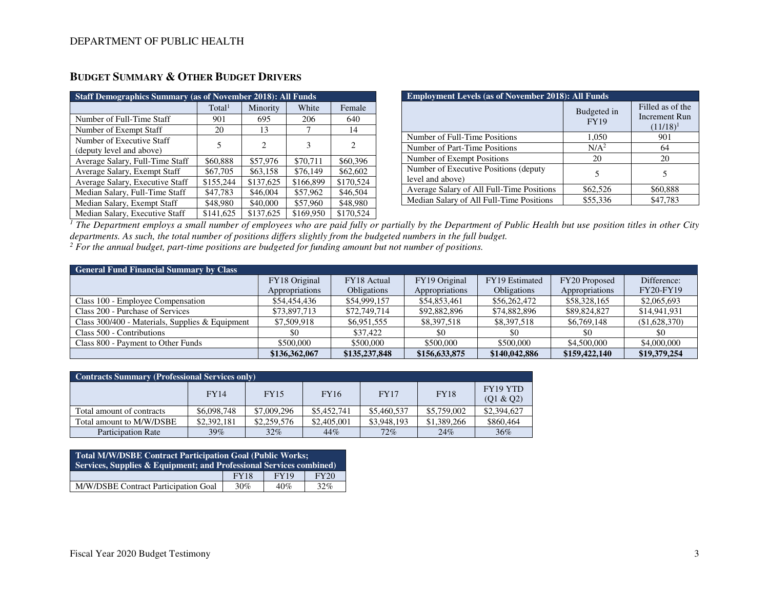DEPARTMENT OF PUBLIC HEALTH

## BUDGET SUMMARY & OTHER BUDGET DRIVERS

| Staff Demographics Summary (as of November 2018): All Funds | | | | |
|---|---|---|---|---|
| | Total[1] | Minority | White | Female |
| Number of Full-Time Staff | 901 | 695 | 206 | 640 |
| Number of Exempt Staff | 20 | 13 | 7 | 14 |
| Number of Executive Staff (deputy level and above) | 5 | 2 | 3 | 2 |
| Average Salary, Full-Time Staff | $60,888 | $57,976 | $70,711 | $60,396 |
| Average Salary, Exempt Staff | $67,705 | $63,158 | $76,149 | $62,602 |
| Average Salary, Executive Staff | $155,244 | $137,625 | $166,899 | $170,524 |
| Median Salary, Full-Time Staff | $47,783 | $46,004 | $57,962 | $46,504 |
| Median Salary, Exempt Staff | $48,980 | $40,000 | $57,960 | $48,980 |
| Median Salary, Executive Staff | $141,625 | $137,625 | $169,950 | $170,524 |

| Employment Levels (as of November 2018): All Funds | | |
|---|---|---|
| | Budgeted in FY19 | Filled as of the Increment Run (11/18)[1] |
| Number of Full-Time Positions | 1,050 | 901 |
| Number of Part-Time Positions | N/A[2] | 64 |
| Number of Exempt Positions | 20 | 20 |
| Number of Executive Positions (deputy level and above) | 5 | 5 |
| Average Salary of All Full-Time Positions | $62,526 | $60,888 |
| Median Salary of All Full-Time Positions | $55,336 | $47,783 |

*[1] The Department employs a small number of employees who are paid fully or partially by the Department of Public Health but use position titles in other City departments. As such, the total number of positions differs slightly from the budgeted numbers in the full budget.*
*[2] For the annual budget, part-time positions are budgeted for funding amount but not number of positions.*

| General Fund Financial Summary by Class | | | | | | |
|---|---|---|---|---|---|---|
| | FY18 Original Appropriations | FY18 Actual Obligations | FY19 Original Appropriations | FY19 Estimated Obligations | FY20 Proposed Appropriations | Difference: FY20-FY19 |
| Class 100 - Employee Compensation | $54,454,436 | $54,999,157 | $54,853,461 | $56,262,472 | $58,328,165 | $2,065,693 |
| Class 200 - Purchase of Services | $73,897,713 | $72,749,714 | $92,882,896 | $74,882,896 | $89,824,827 | $14,941,931 |
| Class 300/400 - Materials, Supplies & Equipment | $7,509,918 | $6,951,555 | $8,397,518 | $8,397,518 | $6,769,148 | ($1,628,370) |
| Class 500 - Contributions | $0 | $37,422 | $0 | $0 | $0 | $0 |
| Class 800 - Payment to Other Funds | $500,000 | $500,000 | $500,000 | $500,000 | $4,500,000 | $4,000,000 |
| | **$136,362,067** | **$135,237,848** | **$156,633,875** | **$140,042,886** | **$159,422,140** | **$19,379,254** |

| Contracts Summary (Professional Services only) | | | | | | |
|---|---|---|---|---|---|---|
| | FY14 | FY15 | FY16 | FY17 | FY18 | FY19 YTD (Q1 & Q2) |
| Total amount of contracts | $6,098,748 | $7,009,296 | $5,452,741 | $5,460,537 | $5,759,002 | $2,394,627 |
| Total amount to M/W/DSBE | $2,392,181 | $2,259,576 | $2,405,001 | $3,948,193 | $1,389,266 | $860,464 |
| Participation Rate | 39% | 32% | 44% | 72% | 24% | 36% |

| Total M/W/DSBE Contract Participation Goal (Public Works; Services, Supplies & Equipment; and Professional Services combined) | | | |
|---|---|---|---|
| | FY18 | FY19 | FY20 |
| M/W/DSBE Contract Participation Goal | 30% | 40% | 32% |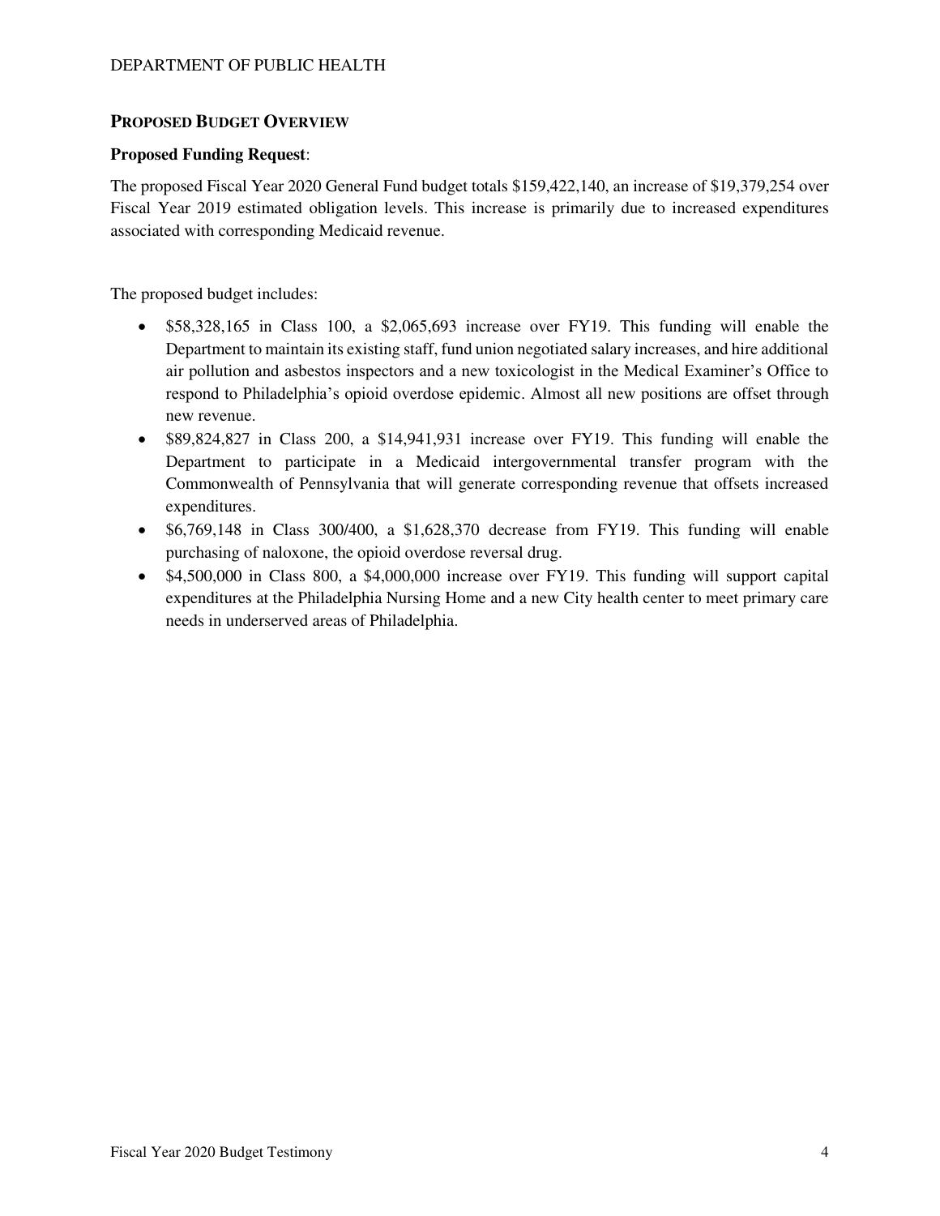## Proposed Budget Overview

**Proposed Funding Request**:

The proposed Fiscal Year 2020 General Fund budget totals $159,422,140, an increase of $19,379,254 over Fiscal Year 2019 estimated obligation levels. This increase is primarily due to increased expenditures associated with corresponding Medicaid revenue.

The proposed budget includes:

- $58,328,165 in Class 100, a $2,065,693 increase over FY19. This funding will enable the Department to maintain its existing staff, fund union negotiated salary increases, and hire additional air pollution and asbestos inspectors and a new toxicologist in the Medical Examiner's Office to respond to Philadelphia's opioid overdose epidemic. Almost all new positions are offset through new revenue.
- $89,824,827 in Class 200, a $14,941,931 increase over FY19. This funding will enable the Department to participate in a Medicaid intergovernmental transfer program with the Commonwealth of Pennsylvania that will generate corresponding revenue that offsets increased expenditures.
- $6,769,148 in Class 300/400, a $1,628,370 decrease from FY19. This funding will enable purchasing of naloxone, the opioid overdose reversal drug.
- $4,500,000 in Class 800, a $4,000,000 increase over FY19. This funding will support capital expenditures at the Philadelphia Nursing Home and a new City health center to meet primary care needs in underserved areas of Philadelphia.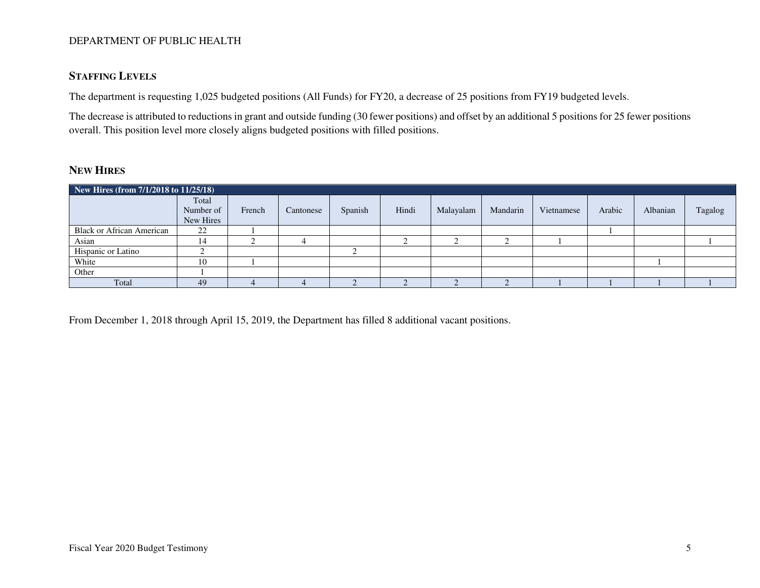## STAFFING LEVELS

The department is requesting 1,025 budgeted positions (All Funds) for FY20, a decrease of 25 positions from FY19 budgeted levels.

The decrease is attributed to reductions in grant and outside funding (30 fewer positions) and offset by an additional 5 positions for 25 fewer positions overall. This position level more closely aligns budgeted positions with filled positions.

## NEW HIRES

| New Hires (from 7/1/2018 to 11/25/18) | | | | | | | | | | | |
|---|---|---|---|---|---|---|---|---|---|---|---|
| | Total Number of New Hires | French | Cantonese | Spanish | Hindi | Malayalam | Mandarin | Vietnamese | Arabic | Albanian | Tagalog |
| Black or African American | 22 | 1 | | | | | | | 1 | | |
| Asian | 14 | 2 | 4 | | 2 | 2 | 2 | 1 | | | 1 |
| Hispanic or Latino | 2 | | | 2 | | | | | | | |
| White | 10 | 1 | | | | | | | | 1 | |
| Other | 1 | | | | | | | | | | |
| Total | 49 | 4 | 4 | 2 | 2 | 2 | 2 | 1 | 1 | 1 | 1 |

From December 1, 2018 through April 15, 2019, the Department has filled 8 additional vacant positions.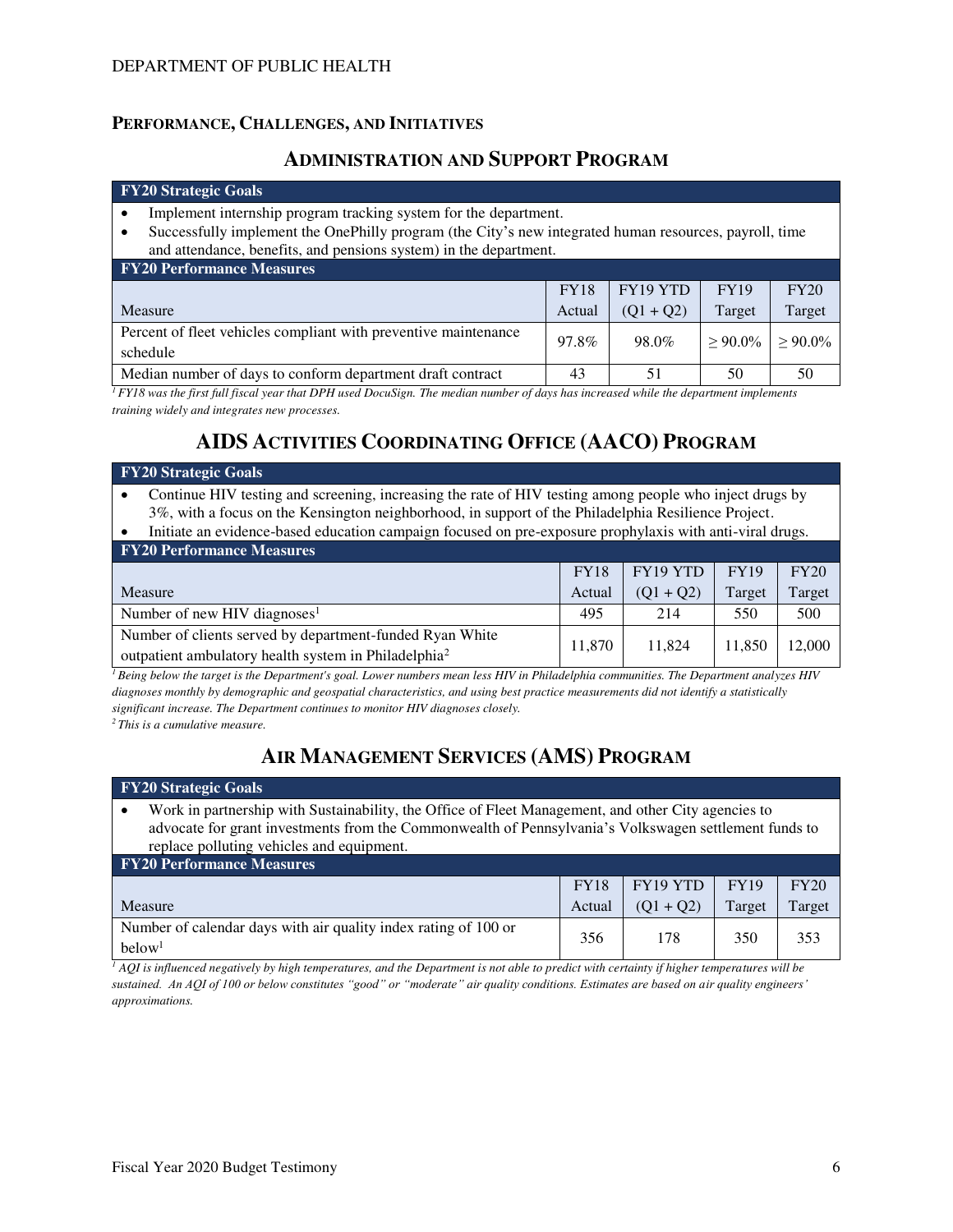DEPARTMENT OF PUBLIC HEALTH

## Performance, Challenges, and Initiatives

### Administration and Support Program

**FY20 Strategic Goals**

- Implement internship program tracking system for the department.
- Successfully implement the OnePhilly program (the City's new integrated human resources, payroll, time and attendance, benefits, and pensions system) in the department.

**FY20 Performance Measures**

| Measure | FY18 Actual | FY19 YTD (Q1 + Q2) | FY19 Target | FY20 Target |
|---|---|---|---|---|
| Percent of fleet vehicles compliant with preventive maintenance schedule | 97.8% | 98.0% | ≥ 90.0% | ≥ 90.0% |
| Median number of days to conform department draft contract | 43 | 51 | 50 | 50 |

*[1] FY18 was the first full fiscal year that DPH used DocuSign. The median number of days has increased while the department implements training widely and integrates new processes.*

### AIDS Activities Coordinating Office (AACO) Program

**FY20 Strategic Goals**

- Continue HIV testing and screening, increasing the rate of HIV testing among people who inject drugs by 3%, with a focus on the Kensington neighborhood, in support of the Philadelphia Resilience Project.
- Initiate an evidence-based education campaign focused on pre-exposure prophylaxis with anti-viral drugs.

**FY20 Performance Measures**

| Measure | FY18 Actual | FY19 YTD (Q1 + Q2) | FY19 Target | FY20 Target |
|---|---|---|---|---|
| Number of new HIV diagnoses[1] | 495 | 214 | 550 | 500 |
| Number of clients served by department-funded Ryan White outpatient ambulatory health system in Philadelphia[2] | 11,870 | 11,824 | 11,850 | 12,000 |

*[1] Being below the target is the Department's goal. Lower numbers mean less HIV in Philadelphia communities. The Department analyzes HIV diagnoses monthly by demographic and geospatial characteristics, and using best practice measurements did not identify a statistically significant increase. The Department continues to monitor HIV diagnoses closely.*

*[2] This is a cumulative measure.*

### Air Management Services (AMS) Program

**FY20 Strategic Goals**

- Work in partnership with Sustainability, the Office of Fleet Management, and other City agencies to advocate for grant investments from the Commonwealth of Pennsylvania's Volkswagen settlement funds to replace polluting vehicles and equipment.

**FY20 Performance Measures**

| Measure | FY18 Actual | FY19 YTD (Q1 + Q2) | FY19 Target | FY20 Target |
|---|---|---|---|---|
| Number of calendar days with air quality index rating of 100 or below[1] | 356 | 178 | 350 | 353 |

*[1] AQI is influenced negatively by high temperatures, and the Department is not able to predict with certainty if higher temperatures will be sustained. An AQI of 100 or below constitutes "good" or "moderate" air quality conditions. Estimates are based on air quality engineers' approximations.*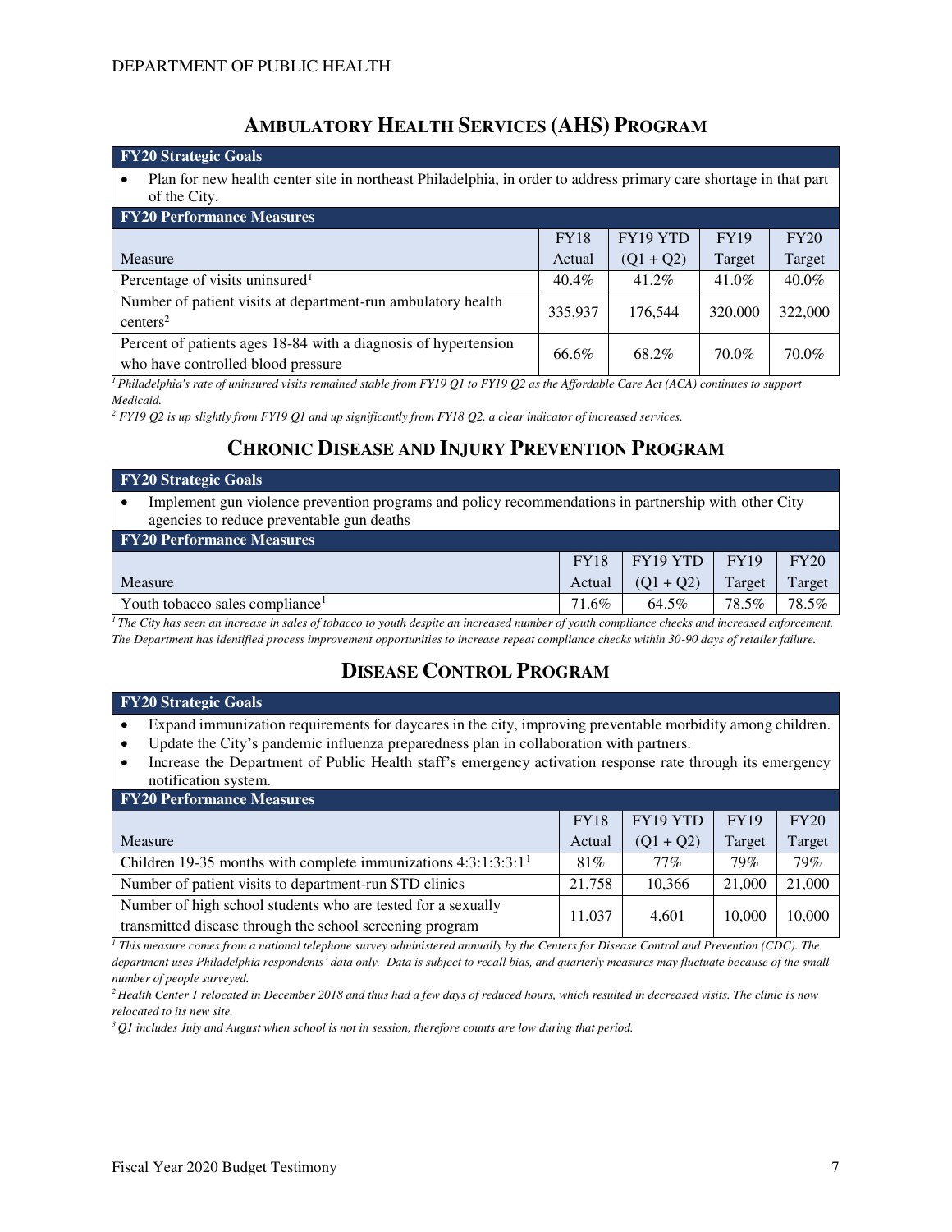## AMBULATORY HEALTH SERVICES (AHS) PROGRAM

**FY20 Strategic Goals**

- Plan for new health center site in northeast Philadelphia, in order to address primary care shortage in that part of the City.

**FY20 Performance Measures**

| Measure | FY18 Actual | FY19 YTD (Q1 + Q2) | FY19 Target | FY20 Target |
|---|---|---|---|---|
| Percentage of visits uninsured[1] | 40.4% | 41.2% | 41.0% | 40.0% |
| Number of patient visits at department-run ambulatory health centers[2] | 335,937 | 176,544 | 320,000 | 322,000 |
| Percent of patients ages 18-84 with a diagnosis of hypertension who have controlled blood pressure | 66.6% | 68.2% | 70.0% | 70.0% |

*[1] Philadelphia's rate of uninsured visits remained stable from FY19 Q1 to FY19 Q2 as the Affordable Care Act (ACA) continues to support Medicaid.*

*[2] FY19 Q2 is up slightly from FY19 Q1 and up significantly from FY18 Q2, a clear indicator of increased services.*

## CHRONIC DISEASE AND INJURY PREVENTION PROGRAM

**FY20 Strategic Goals**

- Implement gun violence prevention programs and policy recommendations in partnership with other City agencies to reduce preventable gun deaths

**FY20 Performance Measures**

| Measure | FY18 Actual | FY19 YTD (Q1 + Q2) | FY19 Target | FY20 Target |
|---|---|---|---|---|
| Youth tobacco sales compliance[1] | 71.6% | 64.5% | 78.5% | 78.5% |

*[1] The City has seen an increase in sales of tobacco to youth despite an increased number of youth compliance checks and increased enforcement. The Department has identified process improvement opportunities to increase repeat compliance checks within 30-90 days of retailer failure.*

## DISEASE CONTROL PROGRAM

**FY20 Strategic Goals**

- Expand immunization requirements for daycares in the city, improving preventable morbidity among children.
- Update the City's pandemic influenza preparedness plan in collaboration with partners.
- Increase the Department of Public Health staff's emergency activation response rate through its emergency notification system.

**FY20 Performance Measures**

| Measure | FY18 Actual | FY19 YTD (Q1 + Q2) | FY19 Target | FY20 Target |
|---|---|---|---|---|
| Children 19-35 months with complete immunizations 4:3:1:3:3:1[1] | 81% | 77% | 79% | 79% |
| Number of patient visits to department-run STD clinics | 21,758 | 10,366 | 21,000 | 21,000 |
| Number of high school students who are tested for a sexually transmitted disease through the school screening program | 11,037 | 4,601 | 10,000 | 10,000 |

*[1] This measure comes from a national telephone survey administered annually by the Centers for Disease Control and Prevention (CDC). The department uses Philadelphia respondents' data only. Data is subject to recall bias, and quarterly measures may fluctuate because of the small number of people surveyed.*

*[2] Health Center 1 relocated in December 2018 and thus had a few days of reduced hours, which resulted in decreased visits. The clinic is now relocated to its new site.*

*[3] Q1 includes July and August when school is not in session, therefore counts are low during that period.*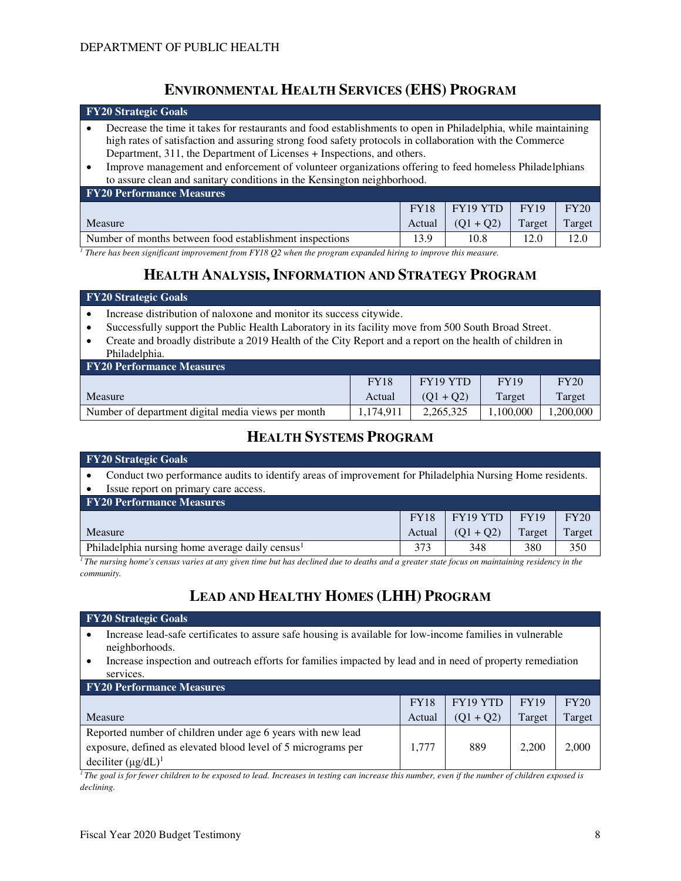## Environmental Health Services (EHS) Program

**FY20 Strategic Goals**

- Decrease the time it takes for restaurants and food establishments to open in Philadelphia, while maintaining high rates of satisfaction and assuring strong food safety protocols in collaboration with the Commerce Department, 311, the Department of Licenses + Inspections, and others.
- Improve management and enforcement of volunteer organizations offering to feed homeless Philadelphians to assure clean and sanitary conditions in the Kensington neighborhood.

**FY20 Performance Measures**

| Measure | FY18 Actual | FY19 YTD (Q1 + Q2) | FY19 Target | FY20 Target |
|---|---|---|---|---|
| Number of months between food establishment inspections | 13.9 | 10.8 | 12.0 | 12.0 |

*[1] There has been significant improvement from FY18 Q2 when the program expanded hiring to improve this measure.*

## Health Analysis, Information and Strategy Program

**FY20 Strategic Goals**

- Increase distribution of naloxone and monitor its success citywide.
- Successfully support the Public Health Laboratory in its facility move from 500 South Broad Street.
- Create and broadly distribute a 2019 Health of the City Report and a report on the health of children in Philadelphia.

**FY20 Performance Measures**

| Measure | FY18 Actual | FY19 YTD (Q1 + Q2) | FY19 Target | FY20 Target |
|---|---|---|---|---|
| Number of department digital media views per month | 1,174,911 | 2,265,325 | 1,100,000 | 1,200,000 |

## Health Systems Program

**FY20 Strategic Goals**

- Conduct two performance audits to identify areas of improvement for Philadelphia Nursing Home residents.
- Issue report on primary care access.

**FY20 Performance Measures**

| Measure | FY18 Actual | FY19 YTD (Q1 + Q2) | FY19 Target | FY20 Target |
|---|---|---|---|---|
| Philadelphia nursing home average daily census[1] | 373 | 348 | 380 | 350 |

*[1] The nursing home's census varies at any given time but has declined due to deaths and a greater state focus on maintaining residency in the community.*

## Lead and Healthy Homes (LHH) Program

**FY20 Strategic Goals**

- Increase lead-safe certificates to assure safe housing is available for low-income families in vulnerable neighborhoods.
- Increase inspection and outreach efforts for families impacted by lead and in need of property remediation services.

**FY20 Performance Measures**

| Measure | FY18 Actual | FY19 YTD (Q1 + Q2) | FY19 Target | FY20 Target |
|---|---|---|---|---|
| Reported number of children under age 6 years with new lead exposure, defined as elevated blood level of 5 micrograms per deciliter (µg/dL)[1] | 1,777 | 889 | 2,200 | 2,000 |

*[1] The goal is for fewer children to be exposed to lead. Increases in testing can increase this number, even if the number of children exposed is declining.*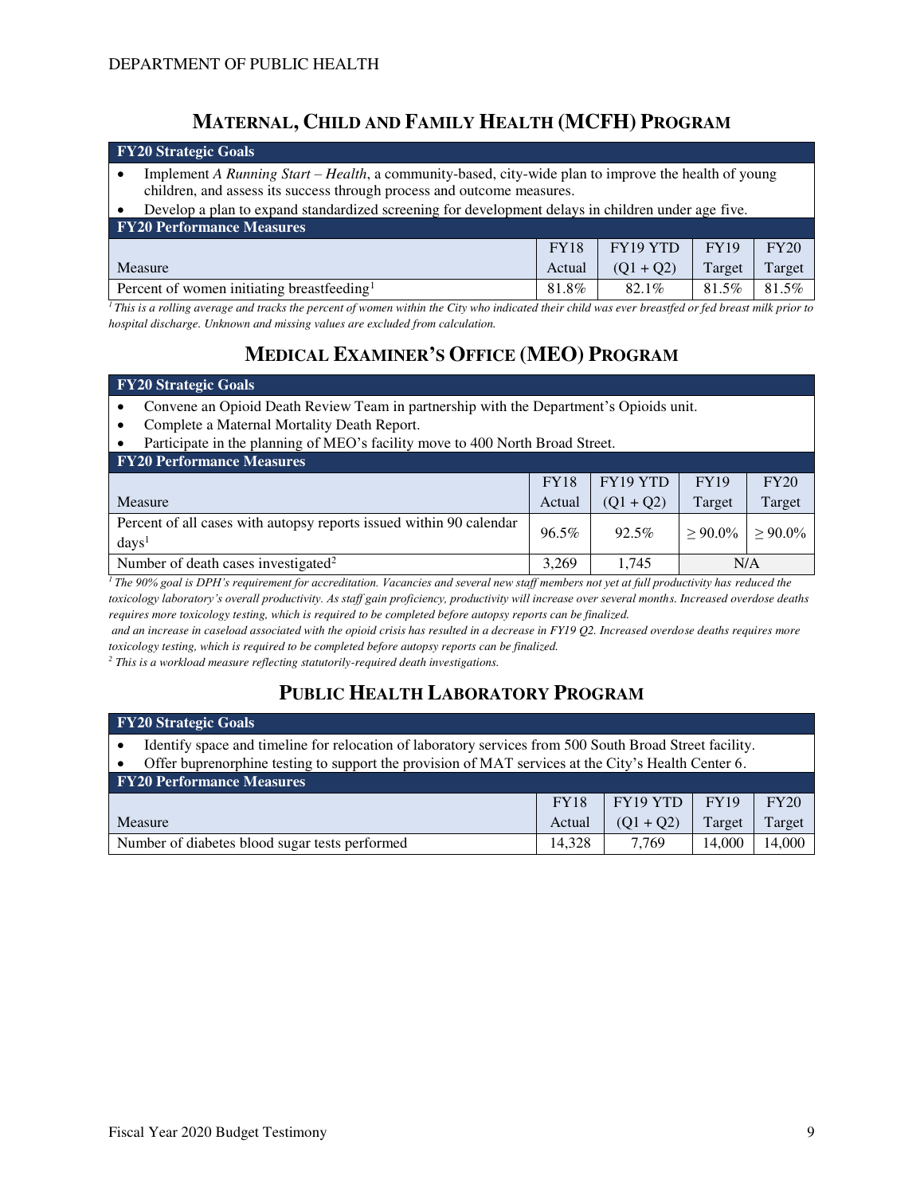## MATERNAL, CHILD AND FAMILY HEALTH (MCFH) PROGRAM

**FY20 Strategic Goals**

- Implement *A Running Start – Health*, a community-based, city-wide plan to improve the health of young children, and assess its success through process and outcome measures.
- Develop a plan to expand standardized screening for development delays in children under age five.

**FY20 Performance Measures**

| Measure | FY18 Actual | FY19 YTD (Q1 + Q2) | FY19 Target | FY20 Target |
|---|---|---|---|---|
| Percent of women initiating breastfeeding[1] | 81.8% | 82.1% | 81.5% | 81.5% |

*[1] This is a rolling average and tracks the percent of women within the City who indicated their child was ever breastfed or fed breast milk prior to hospital discharge. Unknown and missing values are excluded from calculation.*

## MEDICAL EXAMINER'S OFFICE (MEO) PROGRAM

**FY20 Strategic Goals**

- Convene an Opioid Death Review Team in partnership with the Department's Opioids unit.
- Complete a Maternal Mortality Death Report.
- Participate in the planning of MEO's facility move to 400 North Broad Street.

**FY20 Performance Measures**

| Measure | FY18 Actual | FY19 YTD (Q1 + Q2) | FY19 Target | FY20 Target |
|---|---|---|---|---|
| Percent of all cases with autopsy reports issued within 90 calendar days[1] | 96.5% | 92.5% | ≥ 90.0% | ≥ 90.0% |
| Number of death cases investigated[2] | 3,269 | 1,745 | N/A | |

*[1] The 90% goal is DPH's requirement for accreditation. Vacancies and several new staff members not yet at full productivity has reduced the toxicology laboratory's overall productivity. As staff gain proficiency, productivity will increase over several months. Increased overdose deaths requires more toxicology testing, which is required to be completed before autopsy reports can be finalized.*

*and an increase in caseload associated with the opioid crisis has resulted in a decrease in FY19 Q2. Increased overdose deaths requires more toxicology testing, which is required to be completed before autopsy reports can be finalized.*

*[2] This is a workload measure reflecting statutorily-required death investigations.*

## PUBLIC HEALTH LABORATORY PROGRAM

**FY20 Strategic Goals**

- Identify space and timeline for relocation of laboratory services from 500 South Broad Street facility.
- Offer buprenorphine testing to support the provision of MAT services at the City's Health Center 6.

**FY20 Performance Measures**

| Measure | FY18 Actual | FY19 YTD (Q1 + Q2) | FY19 Target | FY20 Target |
|---|---|---|---|---|
| Number of diabetes blood sugar tests performed | 14,328 | 7,769 | 14,000 | 14,000 |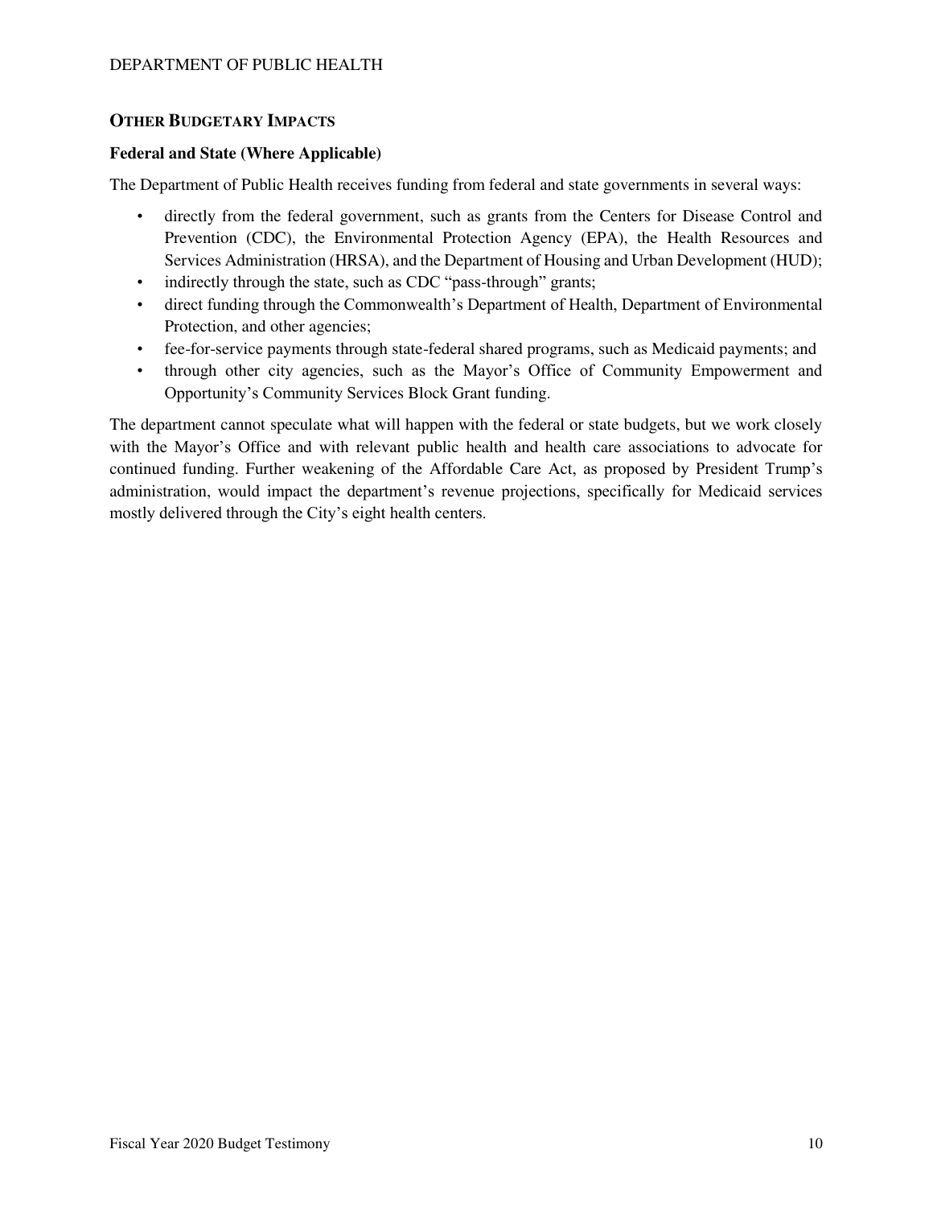## Other Budgetary Impacts

**Federal and State (Where Applicable)**

The Department of Public Health receives funding from federal and state governments in several ways:

- directly from the federal government, such as grants from the Centers for Disease Control and Prevention (CDC), the Environmental Protection Agency (EPA), the Health Resources and Services Administration (HRSA), and the Department of Housing and Urban Development (HUD);
- indirectly through the state, such as CDC "pass-through" grants;
- direct funding through the Commonwealth's Department of Health, Department of Environmental Protection, and other agencies;
- fee-for-service payments through state-federal shared programs, such as Medicaid payments; and
- through other city agencies, such as the Mayor's Office of Community Empowerment and Opportunity's Community Services Block Grant funding.

The department cannot speculate what will happen with the federal or state budgets, but we work closely with the Mayor's Office and with relevant public health and health care associations to advocate for continued funding. Further weakening of the Affordable Care Act, as proposed by President Trump's administration, would impact the department's revenue projections, specifically for Medicaid services mostly delivered through the City's eight health centers.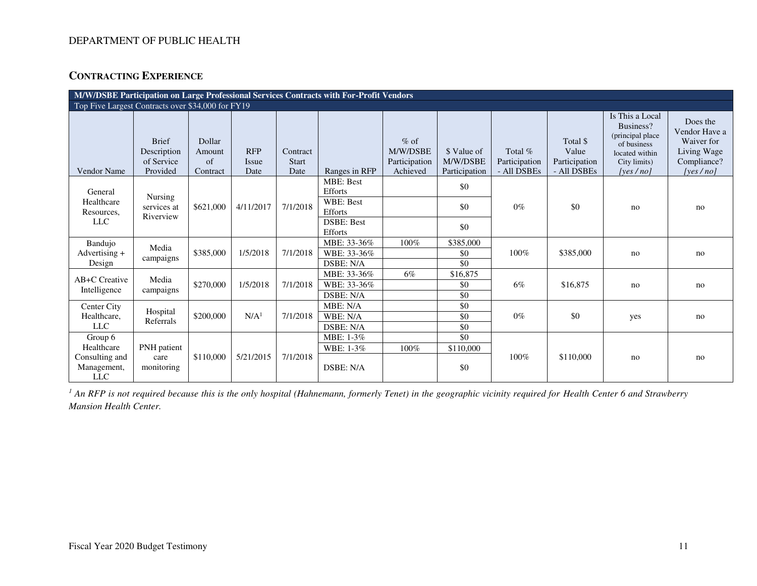## CONTRACTING EXPERIENCE

| M/W/DSBE Participation on Large Professional Services Contracts with For-Profit Vendors | | | | | | | | | | | |
|---|---|---|---|---|---|---|---|---|---|---|---|
| Top Five Largest Contracts over $34,000 for FY19 | | | | | | | | | | | |
| Vendor Name | Brief Description of Service Provided | Dollar Amount of Contract | RFP Issue Date | Contract Start Date | Ranges in RFP | % of M/W/DSBE Participation Achieved | $ Value of M/W/DSBE Participation | Total % Participation - All DSBEs | Total $ Value Participation - All DSBEs | Is This a Local Business? (principal place of business located within City limits) [yes / no] | Does the Vendor Have a Waiver for Living Wage Compliance? [yes / no] |
| General Healthcare Resources, LLC | Nursing services at Riverview | $621,000 | 4/11/2017 | 7/1/2018 | MBE: Best Efforts | | $0 | 0% | $0 | no | no |
| | | | | | WBE: Best Efforts | | $0 | | | | |
| | | | | | DSBE: Best Efforts | | $0 | | | | |
| Bandujo Advertising + Design | Media campaigns | $385,000 | 1/5/2018 | 7/1/2018 | MBE: 33-36% | 100% | $385,000 | 100% | $385,000 | no | no |
| | | | | | WBE: 33-36% | | $0 | | | | |
| | | | | | DSBE: N/A | | $0 | | | | |
| AB+C Creative Intelligence | Media campaigns | $270,000 | 1/5/2018 | 7/1/2018 | MBE: 33-36% | 6% | $16,875 | 6% | $16,875 | no | no |
| | | | | | WBE: 33-36% | | $0 | | | | |
| | | | | | DSBE: N/A | | $0 | | | | |
| Center City Healthcare, LLC | Hospital Referrals | $200,000 | N/A[1] | 7/1/2018 | MBE: N/A | | $0 | 0% | $0 | yes | no |
| | | | | | WBE: N/A | | $0 | | | | |
| | | | | | DSBE: N/A | | $0 | | | | |
| Group 6 Healthcare Consulting and Management, LLC | PNH patient care monitoring | $110,000 | 5/21/2015 | 7/1/2018 | MBE: 1-3% | | $0 | 100% | $110,000 | no | no |
| | | | | | WBE: 1-3% | 100% | $110,000 | | | | |
| | | | | | DSBE: N/A | | $0 | | | | |

*[1] An RFP is not required because this is the only hospital (Hahnemann, formerly Tenet) in the geographic vicinity required for Health Center 6 and Strawberry Mansion Health Center.*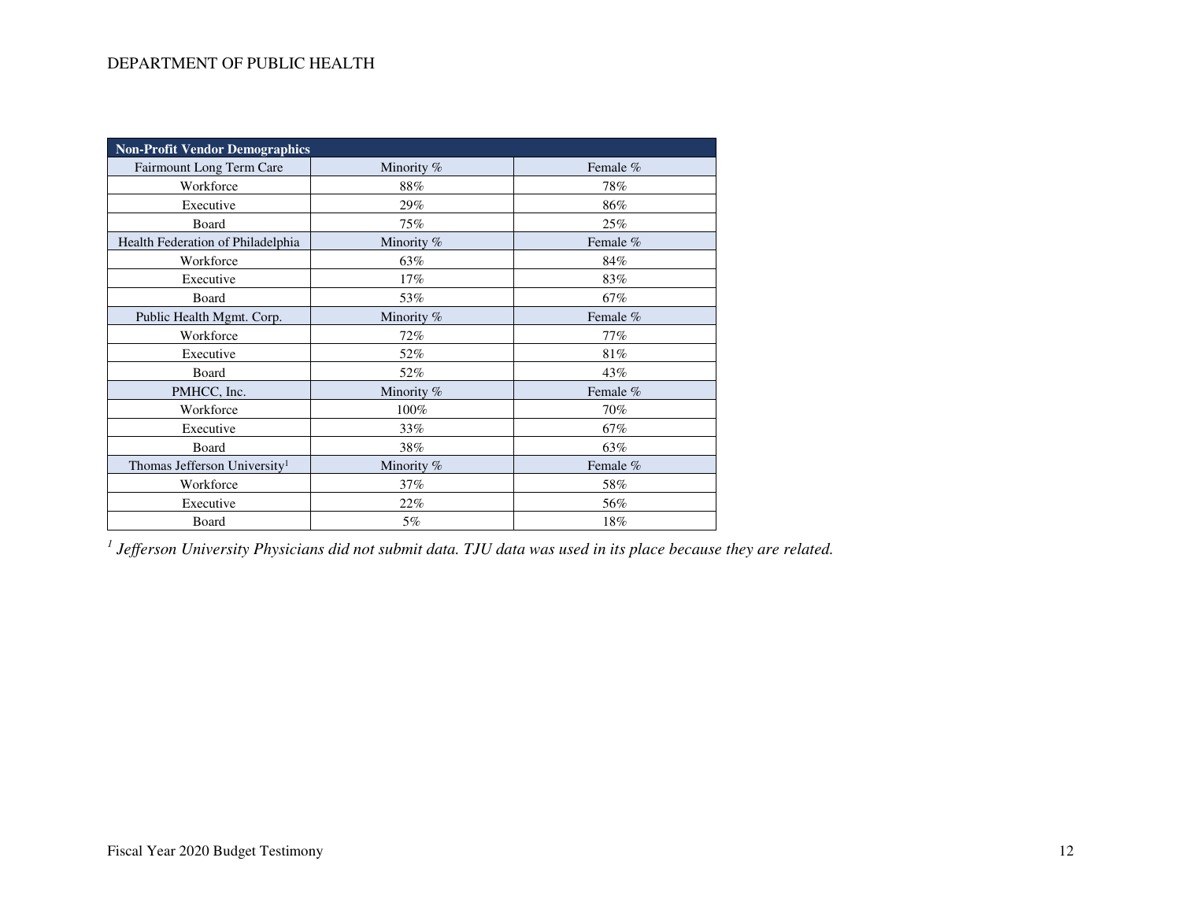| Non-Profit Vendor Demographics | | |
|---|---|---|
| Fairmount Long Term Care | Minority % | Female % |
| Workforce | 88% | 78% |
| Executive | 29% | 86% |
| Board | 75% | 25% |
| Health Federation of Philadelphia | Minority % | Female % |
| Workforce | 63% | 84% |
| Executive | 17% | 83% |
| Board | 53% | 67% |
| Public Health Mgmt. Corp. | Minority % | Female % |
| Workforce | 72% | 77% |
| Executive | 52% | 81% |
| Board | 52% | 43% |
| PMHCC, Inc. | Minority % | Female % |
| Workforce | 100% | 70% |
| Executive | 33% | 67% |
| Board | 38% | 63% |
| Thomas Jefferson University[1] | Minority % | Female % |
| Workforce | 37% | 58% |
| Executive | 22% | 56% |
| Board | 5% | 18% |

[1] *Jefferson University Physicians did not submit data. TJU data was used in its place because they are related.*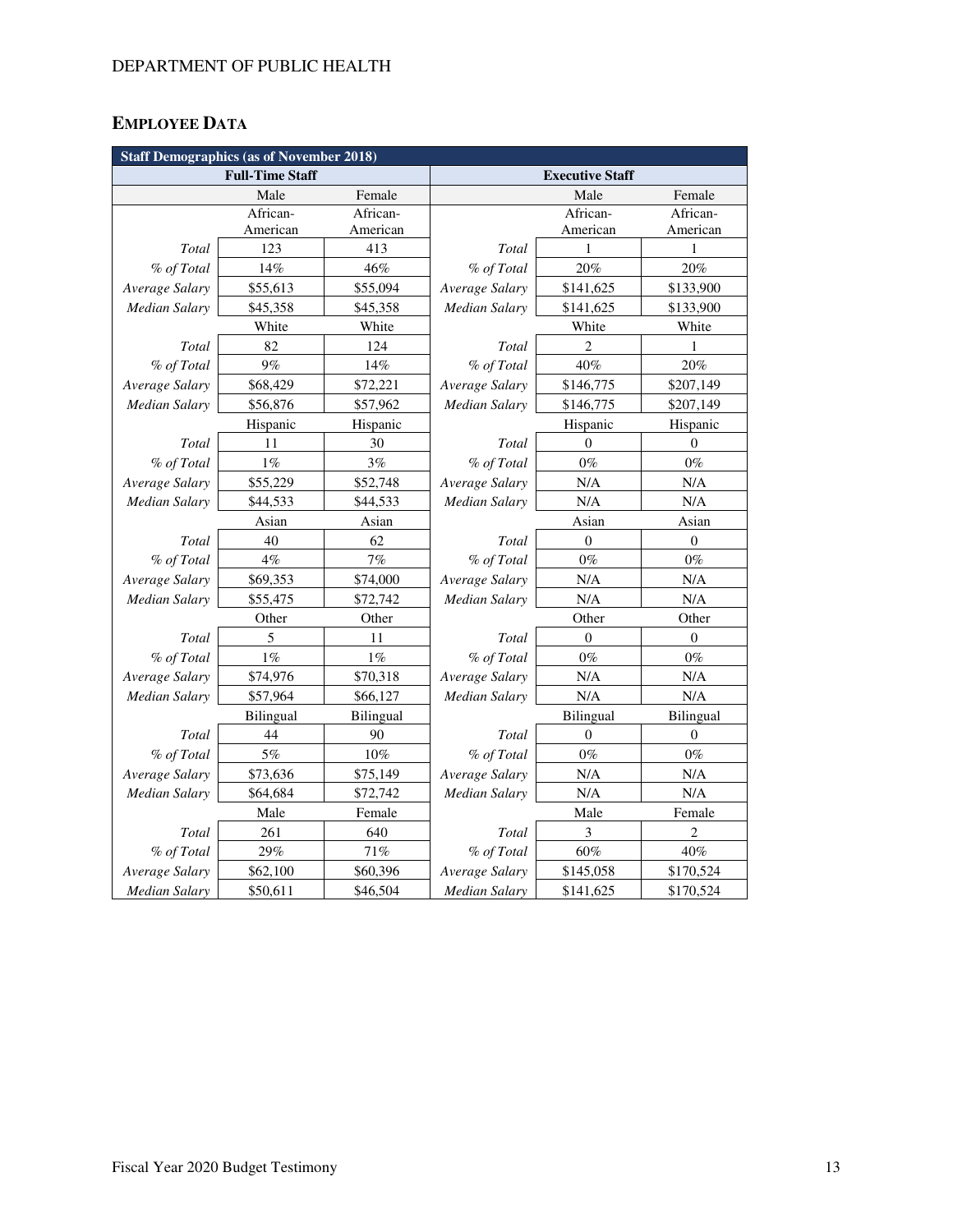## EMPLOYEE DATA

| Staff Demographics (as of November 2018) | | | | | |
|---|---|---|---|---|---|
| **Full-Time Staff** | | | **Executive Staff** | | |
| | Male | Female | | Male | Female |
| | African-American | African-American | | African-American | African-American |
| *Total* | 123 | 413 | *Total* | 1 | 1 |
| *% of Total* | 14% | 46% | *% of Total* | 20% | 20% |
| *Average Salary* | $55,613 | $55,094 | *Average Salary* | $141,625 | $133,900 |
| *Median Salary* | $45,358 | $45,358 | *Median Salary* | $141,625 | $133,900 |
| | White | White | | White | White |
| *Total* | 82 | 124 | *Total* | 2 | 1 |
| *% of Total* | 9% | 14% | *% of Total* | 40% | 20% |
| *Average Salary* | $68,429 | $72,221 | *Average Salary* | $146,775 | $207,149 |
| *Median Salary* | $56,876 | $57,962 | *Median Salary* | $146,775 | $207,149 |
| | Hispanic | Hispanic | | Hispanic | Hispanic |
| *Total* | 11 | 30 | *Total* | 0 | 0 |
| *% of Total* | 1% | 3% | *% of Total* | 0% | 0% |
| *Average Salary* | $55,229 | $52,748 | *Average Salary* | N/A | N/A |
| *Median Salary* | $44,533 | $44,533 | *Median Salary* | N/A | N/A |
| | Asian | Asian | | Asian | Asian |
| *Total* | 40 | 62 | *Total* | 0 | 0 |
| *% of Total* | 4% | 7% | *% of Total* | 0% | 0% |
| *Average Salary* | $69,353 | $74,000 | *Average Salary* | N/A | N/A |
| *Median Salary* | $55,475 | $72,742 | *Median Salary* | N/A | N/A |
| | Other | Other | | Other | Other |
| *Total* | 5 | 11 | *Total* | 0 | 0 |
| *% of Total* | 1% | 1% | *% of Total* | 0% | 0% |
| *Average Salary* | $74,976 | $70,318 | *Average Salary* | N/A | N/A |
| *Median Salary* | $57,964 | $66,127 | *Median Salary* | N/A | N/A |
| | Bilingual | Bilingual | | Bilingual | Bilingual |
| *Total* | 44 | 90 | *Total* | 0 | 0 |
| *% of Total* | 5% | 10% | *% of Total* | 0% | 0% |
| *Average Salary* | $73,636 | $75,149 | *Average Salary* | N/A | N/A |
| *Median Salary* | $64,684 | $72,742 | *Median Salary* | N/A | N/A |
| | Male | Female | | Male | Female |
| *Total* | 261 | 640 | *Total* | 3 | 2 |
| *% of Total* | 29% | 71% | *% of Total* | 60% | 40% |
| *Average Salary* | $62,100 | $60,396 | *Average Salary* | $145,058 | $170,524 |
| *Median Salary* | $50,611 | $46,504 | *Median Salary* | $141,625 | $170,524 |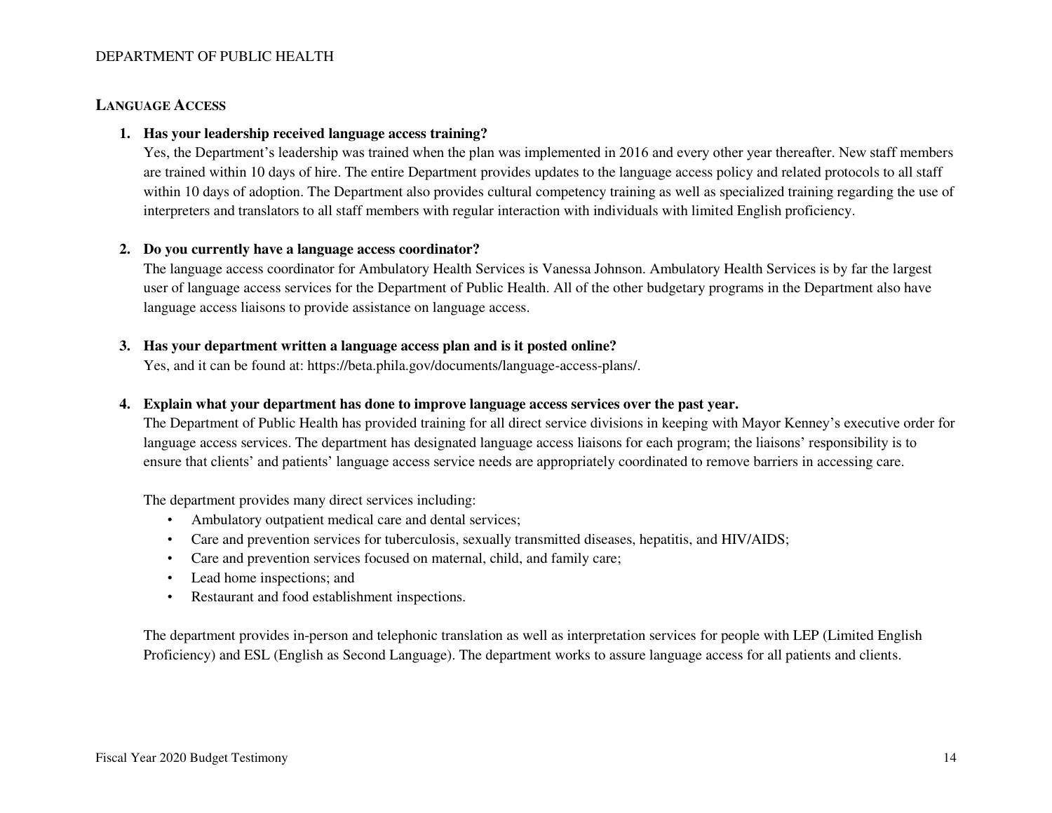## Language Access

1. **Has your leadership received language access training?**
   Yes, the Department's leadership was trained when the plan was implemented in 2016 and every other year thereafter. New staff members are trained within 10 days of hire. The entire Department provides updates to the language access policy and related protocols to all staff within 10 days of adoption. The Department also provides cultural competency training as well as specialized training regarding the use of interpreters and translators to all staff members with regular interaction with individuals with limited English proficiency.

2. **Do you currently have a language access coordinator?**
   The language access coordinator for Ambulatory Health Services is Vanessa Johnson. Ambulatory Health Services is by far the largest user of language access services for the Department of Public Health. All of the other budgetary programs in the Department also have language access liaisons to provide assistance on language access.

3. **Has your department written a language access plan and is it posted online?**
   Yes, and it can be found at: https://beta.phila.gov/documents/language-access-plans/.

4. **Explain what your department has done to improve language access services over the past year.**
   The Department of Public Health has provided training for all direct service divisions in keeping with Mayor Kenney's executive order for language access services. The department has designated language access liaisons for each program; the liaisons' responsibility is to ensure that clients' and patients' language access service needs are appropriately coordinated to remove barriers in accessing care.

   The department provides many direct services including:
   - Ambulatory outpatient medical care and dental services;
   - Care and prevention services for tuberculosis, sexually transmitted diseases, hepatitis, and HIV/AIDS;
   - Care and prevention services focused on maternal, child, and family care;
   - Lead home inspections; and
   - Restaurant and food establishment inspections.

   The department provides in-person and telephonic translation as well as interpretation services for people with LEP (Limited English Proficiency) and ESL (English as Second Language). The department works to assure language access for all patients and clients.